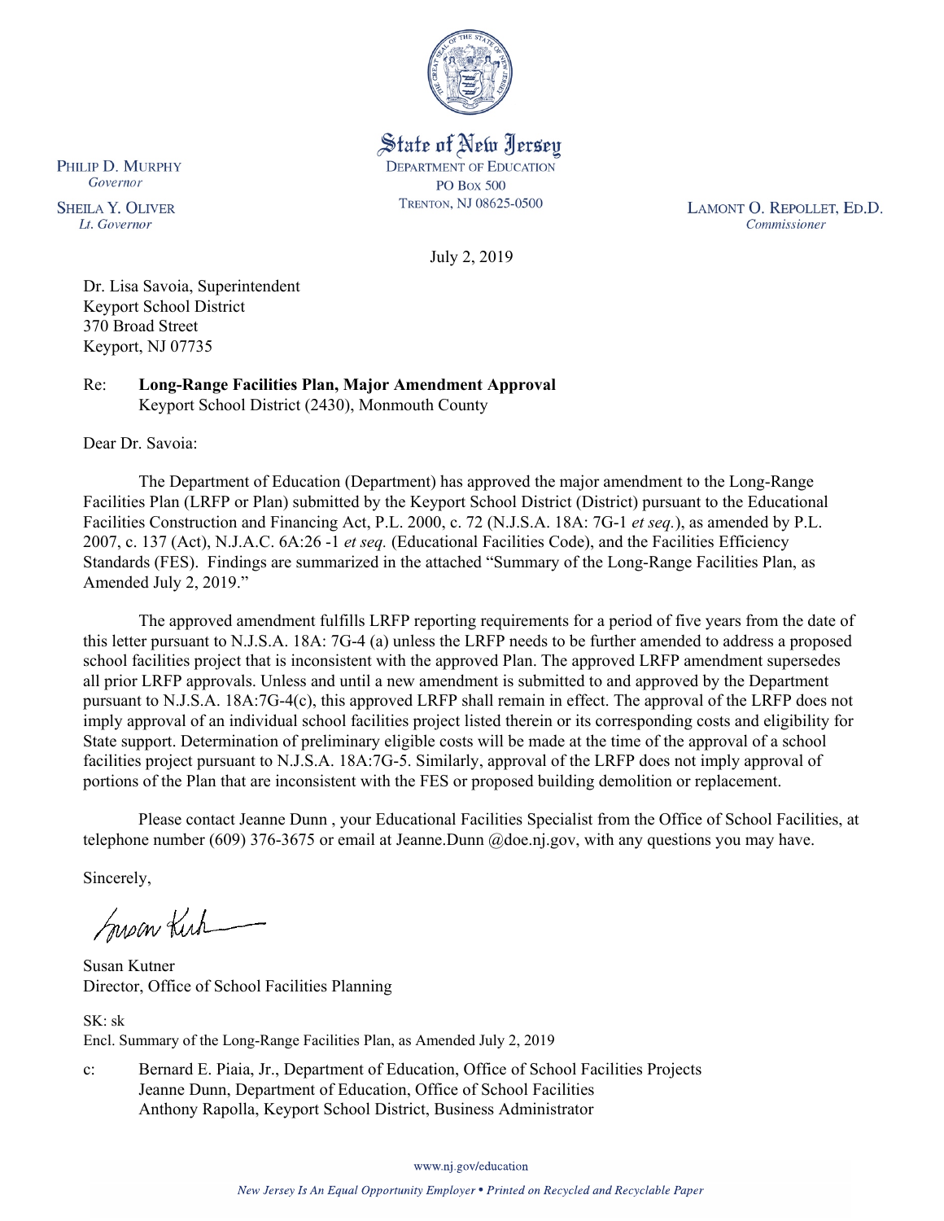PHILIP D. MURPHY
*Governor*

SHEILA Y. OLIVER
*Lt. Governor*

State of New Jersey
DEPARTMENT OF EDUCATION
PO BOX 500
TRENTON, NJ 08625-0500

LAMONT O. REPOLLET, ED.D.
*Commissioner*

July 2, 2019

Dr. Lisa Savoia, Superintendent
Keyport School District
370 Broad Street
Keyport, NJ 07735

Re: **Long-Range Facilities Plan, Major Amendment Approval**
Keyport School District (2430), Monmouth County

Dear Dr. Savoia:

The Department of Education (Department) has approved the major amendment to the Long-Range Facilities Plan (LRFP or Plan) submitted by the Keyport School District (District) pursuant to the Educational Facilities Construction and Financing Act, P.L. 2000, c. 72 (N.J.S.A. 18A: 7G-1 *et seq.*), as amended by P.L. 2007, c. 137 (Act), N.J.A.C. 6A:26 -1 *et seq.* (Educational Facilities Code), and the Facilities Efficiency Standards (FES). Findings are summarized in the attached "Summary of the Long-Range Facilities Plan, as Amended July 2, 2019."

The approved amendment fulfills LRFP reporting requirements for a period of five years from the date of this letter pursuant to N.J.S.A. 18A: 7G-4 (a) unless the LRFP needs to be further amended to address a proposed school facilities project that is inconsistent with the approved Plan. The approved LRFP amendment supersedes all prior LRFP approvals. Unless and until a new amendment is submitted to and approved by the Department pursuant to N.J.S.A. 18A:7G-4(c), this approved LRFP shall remain in effect. The approval of the LRFP does not imply approval of an individual school facilities project listed therein or its corresponding costs and eligibility for State support. Determination of preliminary eligible costs will be made at the time of the approval of a school facilities project pursuant to N.J.S.A. 18A:7G-5. Similarly, approval of the LRFP does not imply approval of portions of the Plan that are inconsistent with the FES or proposed building demolition or replacement.

Please contact Jeanne Dunn , your Educational Facilities Specialist from the Office of School Facilities, at telephone number (609) 376-3675 or email at Jeanne.Dunn @doe.nj.gov, with any questions you may have.

Sincerely,

Susan Kutner
Director, Office of School Facilities Planning

SK: sk
Encl. Summary of the Long-Range Facilities Plan, as Amended July 2, 2019

c: Bernard E. Piaia, Jr., Department of Education, Office of School Facilities Projects
Jeanne Dunn, Department of Education, Office of School Facilities
Anthony Rapolla, Keyport School District, Business Administrator

www.nj.gov/education

*New Jersey Is An Equal Opportunity Employer • Printed on Recycled and Recyclable Paper*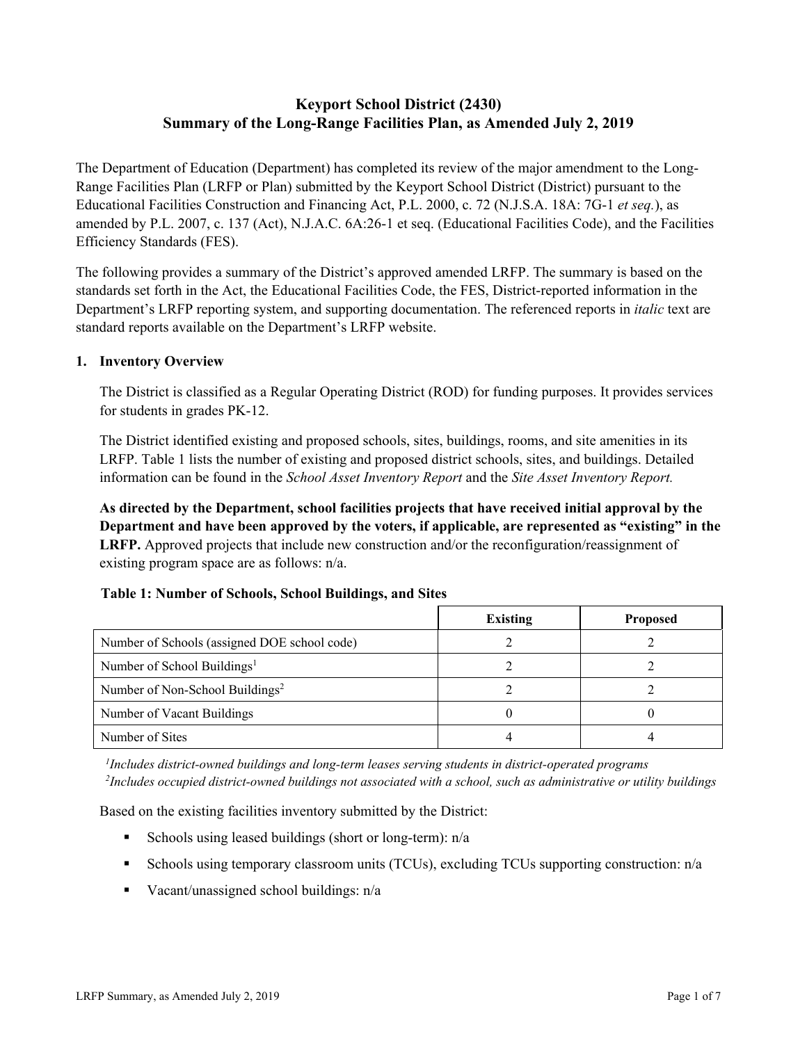# Keyport School District (2430)
# Summary of the Long-Range Facilities Plan, as Amended July 2, 2019

The Department of Education (Department) has completed its review of the major amendment to the Long-Range Facilities Plan (LRFP or Plan) submitted by the Keyport School District (District) pursuant to the Educational Facilities Construction and Financing Act, P.L. 2000, c. 72 (N.J.S.A. 18A: 7G-1 *et seq.*), as amended by P.L. 2007, c. 137 (Act), N.J.A.C. 6A:26-1 et seq. (Educational Facilities Code), and the Facilities Efficiency Standards (FES).

The following provides a summary of the District's approved amended LRFP. The summary is based on the standards set forth in the Act, the Educational Facilities Code, the FES, District-reported information in the Department's LRFP reporting system, and supporting documentation. The referenced reports in *italic* text are standard reports available on the Department's LRFP website.

## 1. Inventory Overview

The District is classified as a Regular Operating District (ROD) for funding purposes. It provides services for students in grades PK-12.

The District identified existing and proposed schools, sites, buildings, rooms, and site amenities in its LRFP. Table 1 lists the number of existing and proposed district schools, sites, and buildings. Detailed information can be found in the *School Asset Inventory Report* and the *Site Asset Inventory Report.*

**As directed by the Department, school facilities projects that have received initial approval by the Department and have been approved by the voters, if applicable, are represented as "existing" in the LRFP.** Approved projects that include new construction and/or the reconfiguration/reassignment of existing program space are as follows: n/a.

**Table 1: Number of Schools, School Buildings, and Sites**

| | Existing | Proposed |
|---|---|---|
| Number of Schools (assigned DOE school code) | 2 | 2 |
| Number of School Buildings[1] | 2 | 2 |
| Number of Non-School Buildings[2] | 2 | 2 |
| Number of Vacant Buildings | 0 | 0 |
| Number of Sites | 4 | 4 |

[1]*Includes district-owned buildings and long-term leases serving students in district-operated programs*
[2]*Includes occupied district-owned buildings not associated with a school, such as administrative or utility buildings*

Based on the existing facilities inventory submitted by the District:

- Schools using leased buildings (short or long-term): n/a
- Schools using temporary classroom units (TCUs), excluding TCUs supporting construction: n/a
- Vacant/unassigned school buildings: n/a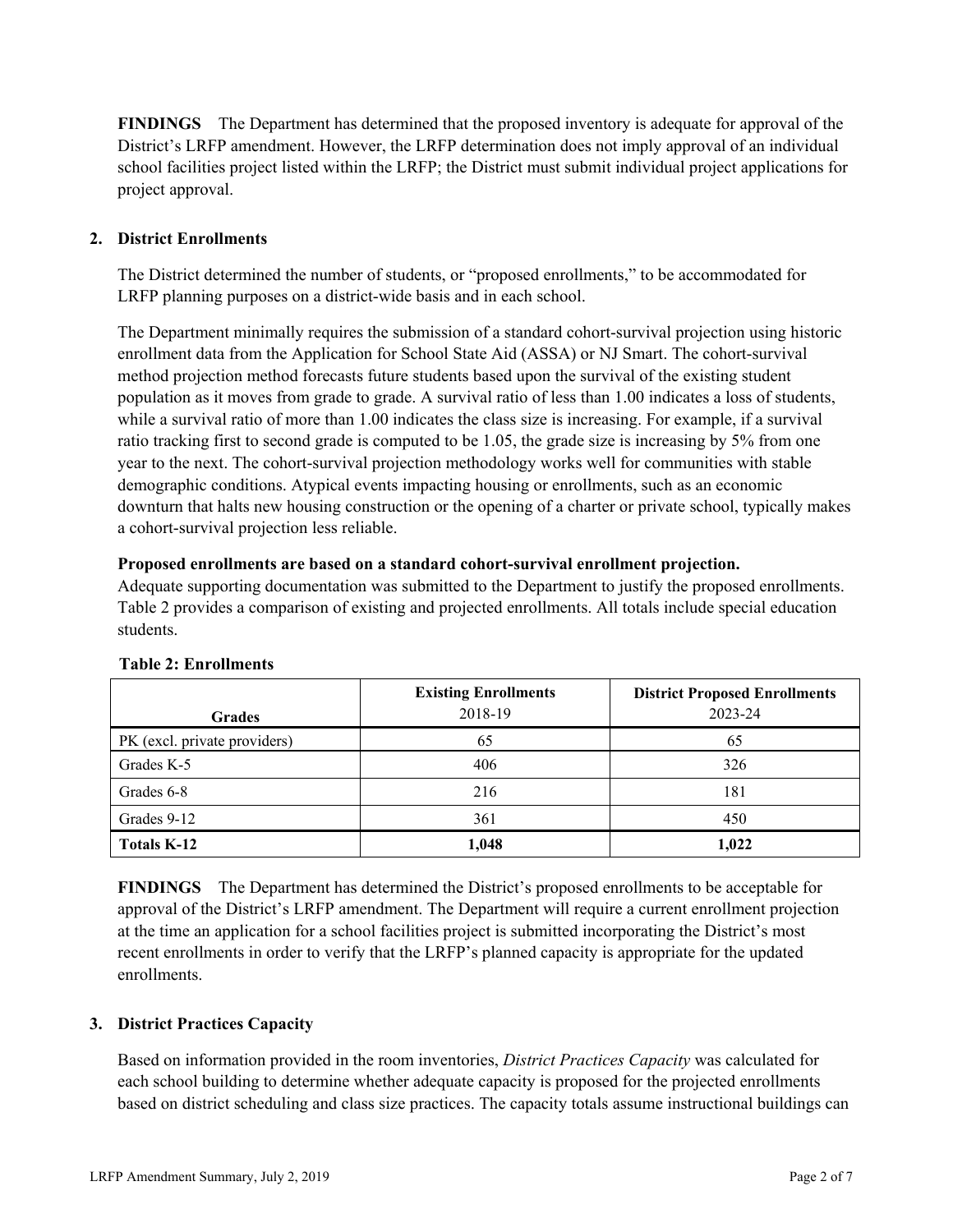**FINDINGS** The Department has determined that the proposed inventory is adequate for approval of the District's LRFP amendment. However, the LRFP determination does not imply approval of an individual school facilities project listed within the LRFP; the District must submit individual project applications for project approval.

## 2. District Enrollments

The District determined the number of students, or "proposed enrollments," to be accommodated for LRFP planning purposes on a district-wide basis and in each school.

The Department minimally requires the submission of a standard cohort-survival projection using historic enrollment data from the Application for School State Aid (ASSA) or NJ Smart. The cohort-survival method projection method forecasts future students based upon the survival of the existing student population as it moves from grade to grade. A survival ratio of less than 1.00 indicates a loss of students, while a survival ratio of more than 1.00 indicates the class size is increasing. For example, if a survival ratio tracking first to second grade is computed to be 1.05, the grade size is increasing by 5% from one year to the next. The cohort-survival projection methodology works well for communities with stable demographic conditions. Atypical events impacting housing or enrollments, such as an economic downturn that halts new housing construction or the opening of a charter or private school, typically makes a cohort-survival projection less reliable.

**Proposed enrollments are based on a standard cohort-survival enrollment projection.**
Adequate supporting documentation was submitted to the Department to justify the proposed enrollments. Table 2 provides a comparison of existing and projected enrollments. All totals include special education students.

**Table 2: Enrollments**

| Grades | Existing Enrollments 2018-19 | District Proposed Enrollments 2023-24 |
|---|---|---|
| PK (excl. private providers) | 65 | 65 |
| Grades K-5 | 406 | 326 |
| Grades 6-8 | 216 | 181 |
| Grades 9-12 | 361 | 450 |
| **Totals K-12** | **1,048** | **1,022** |

**FINDINGS** The Department has determined the District's proposed enrollments to be acceptable for approval of the District's LRFP amendment. The Department will require a current enrollment projection at the time an application for a school facilities project is submitted incorporating the District's most recent enrollments in order to verify that the LRFP's planned capacity is appropriate for the updated enrollments.

## 3. District Practices Capacity

Based on information provided in the room inventories, *District Practices Capacity* was calculated for each school building to determine whether adequate capacity is proposed for the projected enrollments based on district scheduling and class size practices. The capacity totals assume instructional buildings can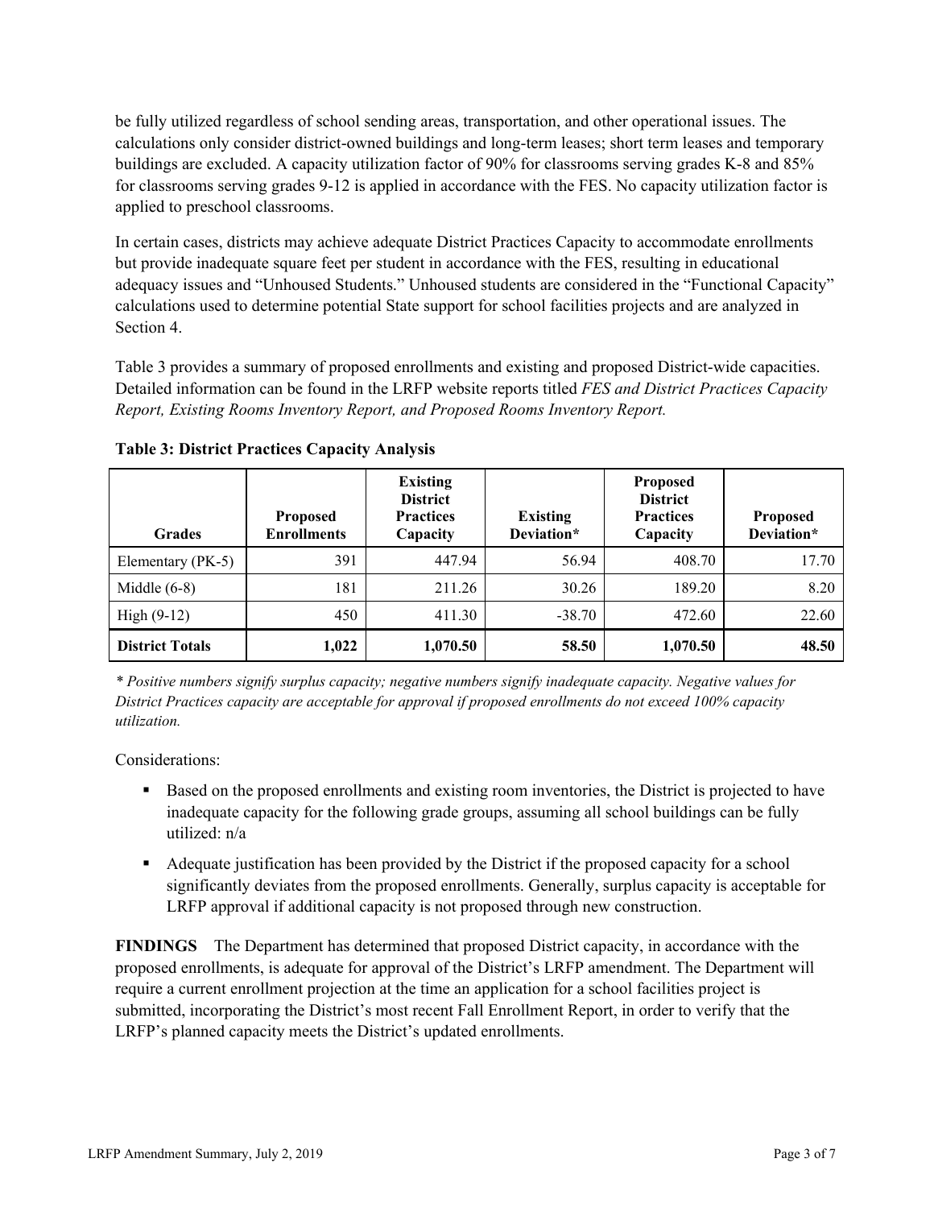be fully utilized regardless of school sending areas, transportation, and other operational issues. The calculations only consider district-owned buildings and long-term leases; short term leases and temporary buildings are excluded. A capacity utilization factor of 90% for classrooms serving grades K-8 and 85% for classrooms serving grades 9-12 is applied in accordance with the FES. No capacity utilization factor is applied to preschool classrooms.

In certain cases, districts may achieve adequate District Practices Capacity to accommodate enrollments but provide inadequate square feet per student in accordance with the FES, resulting in educational adequacy issues and "Unhoused Students." Unhoused students are considered in the "Functional Capacity" calculations used to determine potential State support for school facilities projects and are analyzed in Section 4.

Table 3 provides a summary of proposed enrollments and existing and proposed District-wide capacities. Detailed information can be found in the LRFP website reports titled *FES and District Practices Capacity Report, Existing Rooms Inventory Report, and Proposed Rooms Inventory Report.*

**Table 3: District Practices Capacity Analysis**

| Grades | Proposed Enrollments | Existing District Practices Capacity | Existing Deviation* | Proposed District Practices Capacity | Proposed Deviation* |
|---|---|---|---|---|---|
| Elementary (PK-5) | 391 | 447.94 | 56.94 | 408.70 | 17.70 |
| Middle (6-8) | 181 | 211.26 | 30.26 | 189.20 | 8.20 |
| High (9-12) | 450 | 411.30 | -38.70 | 472.60 | 22.60 |
| **District Totals** | **1,022** | **1,070.50** | **58.50** | **1,070.50** | **48.50** |

*\* Positive numbers signify surplus capacity; negative numbers signify inadequate capacity. Negative values for District Practices capacity are acceptable for approval if proposed enrollments do not exceed 100% capacity utilization.*

Considerations:

- Based on the proposed enrollments and existing room inventories, the District is projected to have inadequate capacity for the following grade groups, assuming all school buildings can be fully utilized: n/a
- Adequate justification has been provided by the District if the proposed capacity for a school significantly deviates from the proposed enrollments. Generally, surplus capacity is acceptable for LRFP approval if additional capacity is not proposed through new construction.

**FINDINGS** The Department has determined that proposed District capacity, in accordance with the proposed enrollments, is adequate for approval of the District's LRFP amendment. The Department will require a current enrollment projection at the time an application for a school facilities project is submitted, incorporating the District's most recent Fall Enrollment Report, in order to verify that the LRFP's planned capacity meets the District's updated enrollments.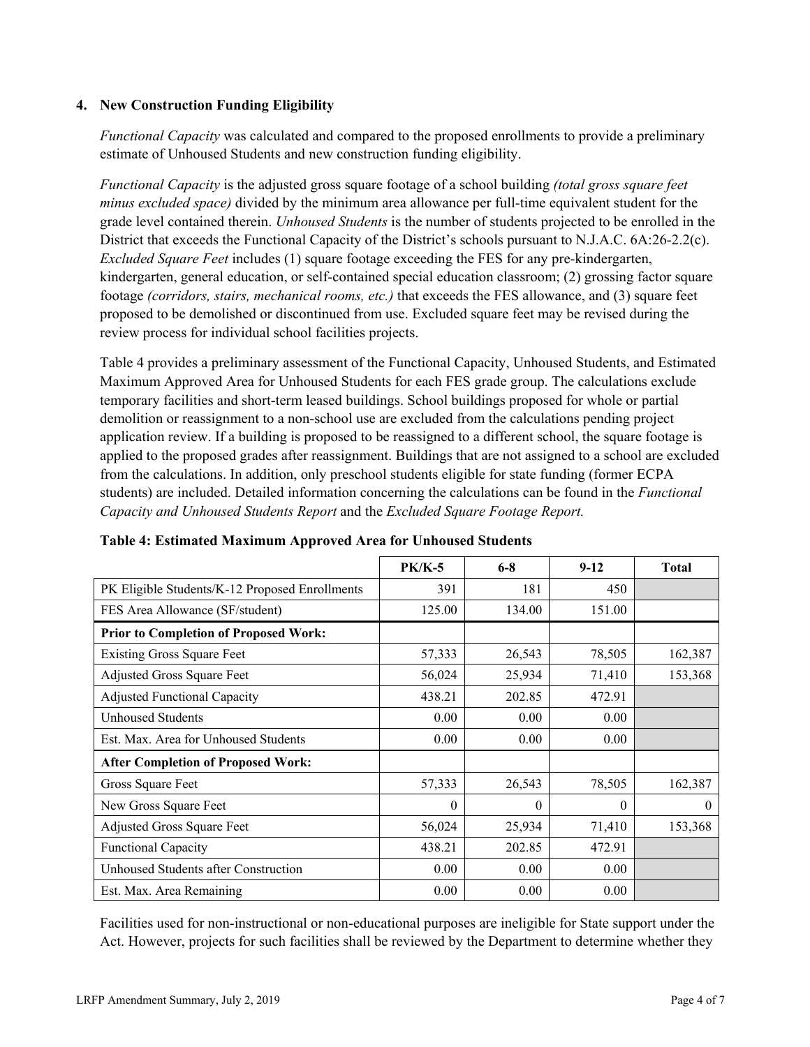### 4. New Construction Funding Eligibility

*Functional Capacity* was calculated and compared to the proposed enrollments to provide a preliminary estimate of Unhoused Students and new construction funding eligibility.

*Functional Capacity* is the adjusted gross square footage of a school building *(total gross square feet minus excluded space)* divided by the minimum area allowance per full-time equivalent student for the grade level contained therein. *Unhoused Students* is the number of students projected to be enrolled in the District that exceeds the Functional Capacity of the District's schools pursuant to N.J.A.C. 6A:26-2.2(c). *Excluded Square Feet* includes (1) square footage exceeding the FES for any pre-kindergarten, kindergarten, general education, or self-contained special education classroom; (2) grossing factor square footage *(corridors, stairs, mechanical rooms, etc.)* that exceeds the FES allowance, and (3) square feet proposed to be demolished or discontinued from use. Excluded square feet may be revised during the review process for individual school facilities projects.

Table 4 provides a preliminary assessment of the Functional Capacity, Unhoused Students, and Estimated Maximum Approved Area for Unhoused Students for each FES grade group. The calculations exclude temporary facilities and short-term leased buildings. School buildings proposed for whole or partial demolition or reassignment to a non-school use are excluded from the calculations pending project application review. If a building is proposed to be reassigned to a different school, the square footage is applied to the proposed grades after reassignment. Buildings that are not assigned to a school are excluded from the calculations. In addition, only preschool students eligible for state funding (former ECPA students) are included. Detailed information concerning the calculations can be found in the *Functional Capacity and Unhoused Students Report* and the *Excluded Square Footage Report.*

**Table 4: Estimated Maximum Approved Area for Unhoused Students**

| | PK/K-5 | 6-8 | 9-12 | Total |
|---|---|---|---|---|
| PK Eligible Students/K-12 Proposed Enrollments | 391 | 181 | 450 | |
| FES Area Allowance (SF/student) | 125.00 | 134.00 | 151.00 | |
| **Prior to Completion of Proposed Work:** | | | | |
| Existing Gross Square Feet | 57,333 | 26,543 | 78,505 | 162,387 |
| Adjusted Gross Square Feet | 56,024 | 25,934 | 71,410 | 153,368 |
| Adjusted Functional Capacity | 438.21 | 202.85 | 472.91 | |
| Unhoused Students | 0.00 | 0.00 | 0.00 | |
| Est. Max. Area for Unhoused Students | 0.00 | 0.00 | 0.00 | |
| **After Completion of Proposed Work:** | | | | |
| Gross Square Feet | 57,333 | 26,543 | 78,505 | 162,387 |
| New Gross Square Feet | 0 | 0 | 0 | 0 |
| Adjusted Gross Square Feet | 56,024 | 25,934 | 71,410 | 153,368 |
| Functional Capacity | 438.21 | 202.85 | 472.91 | |
| Unhoused Students after Construction | 0.00 | 0.00 | 0.00 | |
| Est. Max. Area Remaining | 0.00 | 0.00 | 0.00 | |

Facilities used for non-instructional or non-educational purposes are ineligible for State support under the Act. However, projects for such facilities shall be reviewed by the Department to determine whether they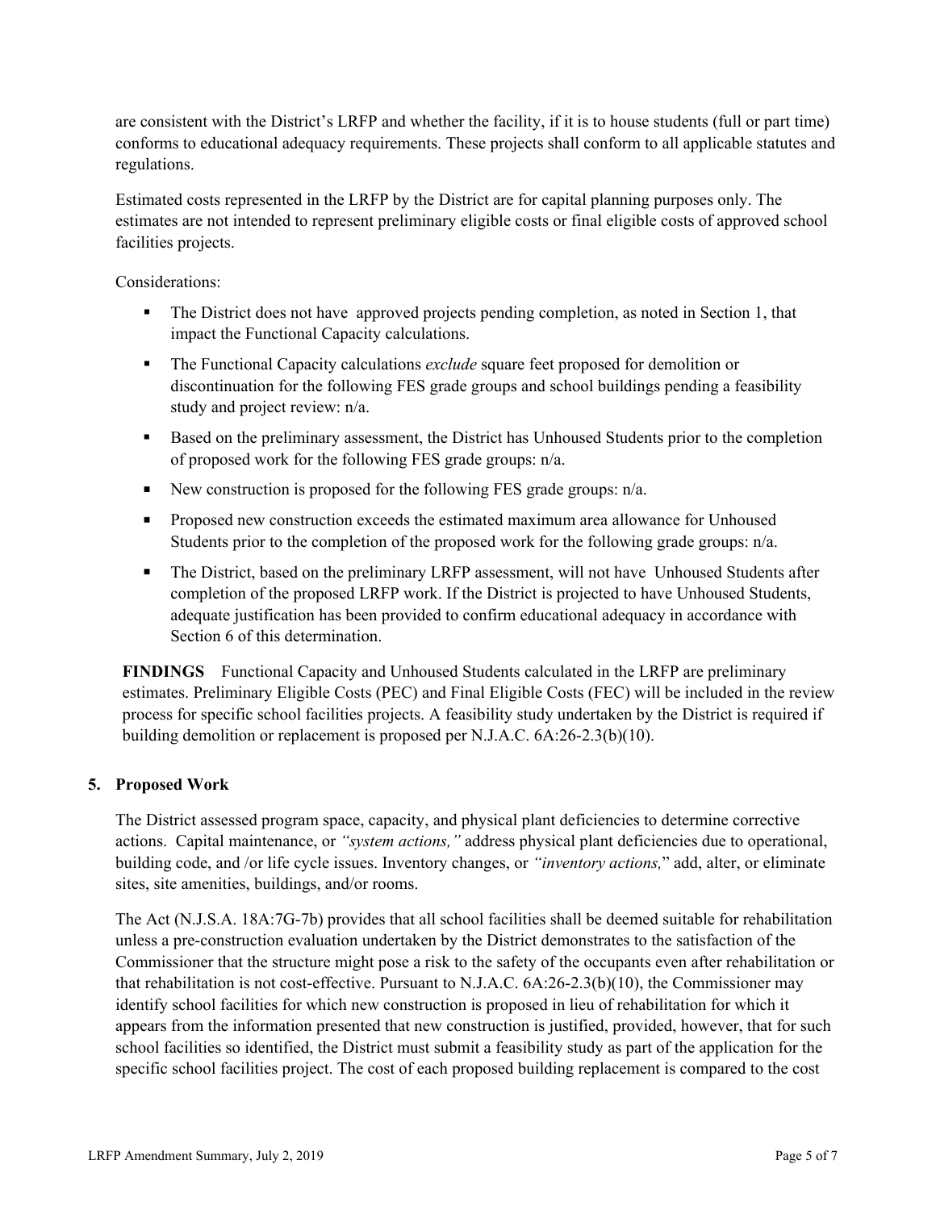are consistent with the District's LRFP and whether the facility, if it is to house students (full or part time) conforms to educational adequacy requirements. These projects shall conform to all applicable statutes and regulations.

Estimated costs represented in the LRFP by the District are for capital planning purposes only. The estimates are not intended to represent preliminary eligible costs or final eligible costs of approved school facilities projects.

Considerations:

- The District does not have approved projects pending completion, as noted in Section 1, that impact the Functional Capacity calculations.
- The Functional Capacity calculations *exclude* square feet proposed for demolition or discontinuation for the following FES grade groups and school buildings pending a feasibility study and project review: n/a.
- Based on the preliminary assessment, the District has Unhoused Students prior to the completion of proposed work for the following FES grade groups: n/a.
- New construction is proposed for the following FES grade groups: n/a.
- Proposed new construction exceeds the estimated maximum area allowance for Unhoused Students prior to the completion of the proposed work for the following grade groups: n/a.
- The District, based on the preliminary LRFP assessment, will not have Unhoused Students after completion of the proposed LRFP work. If the District is projected to have Unhoused Students, adequate justification has been provided to confirm educational adequacy in accordance with Section 6 of this determination.

**FINDINGS** Functional Capacity and Unhoused Students calculated in the LRFP are preliminary estimates. Preliminary Eligible Costs (PEC) and Final Eligible Costs (FEC) will be included in the review process for specific school facilities projects. A feasibility study undertaken by the District is required if building demolition or replacement is proposed per N.J.A.C. 6A:26-2.3(b)(10).

## 5. Proposed Work

The District assessed program space, capacity, and physical plant deficiencies to determine corrective actions. Capital maintenance, or *"system actions,"* address physical plant deficiencies due to operational, building code, and /or life cycle issues. Inventory changes, or *"inventory actions,"* add, alter, or eliminate sites, site amenities, buildings, and/or rooms.

The Act (N.J.S.A. 18A:7G-7b) provides that all school facilities shall be deemed suitable for rehabilitation unless a pre-construction evaluation undertaken by the District demonstrates to the satisfaction of the Commissioner that the structure might pose a risk to the safety of the occupants even after rehabilitation or that rehabilitation is not cost-effective. Pursuant to N.J.A.C. 6A:26-2.3(b)(10), the Commissioner may identify school facilities for which new construction is proposed in lieu of rehabilitation for which it appears from the information presented that new construction is justified, provided, however, that for such school facilities so identified, the District must submit a feasibility study as part of the application for the specific school facilities project. The cost of each proposed building replacement is compared to the cost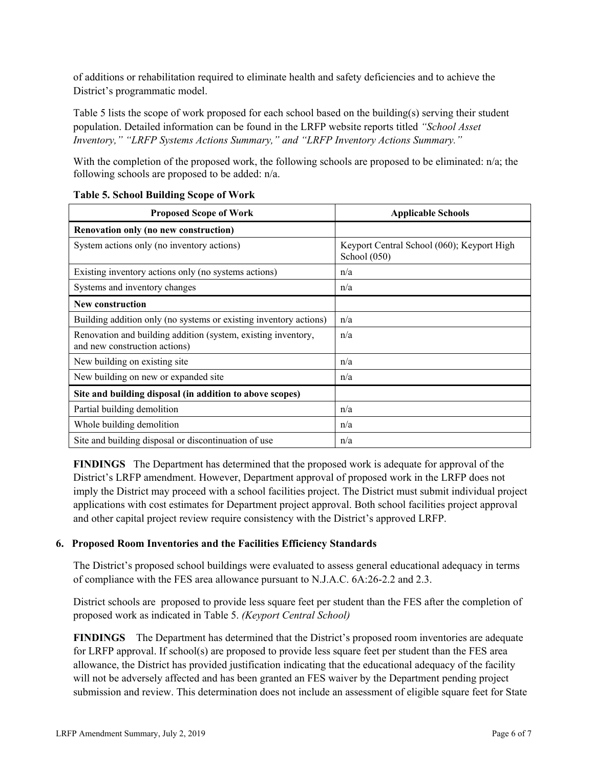of additions or rehabilitation required to eliminate health and safety deficiencies and to achieve the District's programmatic model.

Table 5 lists the scope of work proposed for each school based on the building(s) serving their student population. Detailed information can be found in the LRFP website reports titled *"School Asset Inventory," "LRFP Systems Actions Summary," and "LRFP Inventory Actions Summary."*

With the completion of the proposed work, the following schools are proposed to be eliminated: n/a; the following schools are proposed to be added: n/a.

**Table 5. School Building Scope of Work**

| Proposed Scope of Work | Applicable Schools |
|---|---|
| **Renovation only (no new construction)** | |
| System actions only (no inventory actions) | Keyport Central School (060); Keyport High School (050) |
| Existing inventory actions only (no systems actions) | n/a |
| Systems and inventory changes | n/a |
| **New construction** | |
| Building addition only (no systems or existing inventory actions) | n/a |
| Renovation and building addition (system, existing inventory, and new construction actions) | n/a |
| New building on existing site | n/a |
| New building on new or expanded site | n/a |
| **Site and building disposal (in addition to above scopes)** | |
| Partial building demolition | n/a |
| Whole building demolition | n/a |
| Site and building disposal or discontinuation of use | n/a |

**FINDINGS** The Department has determined that the proposed work is adequate for approval of the District's LRFP amendment. However, Department approval of proposed work in the LRFP does not imply the District may proceed with a school facilities project. The District must submit individual project applications with cost estimates for Department project approval. Both school facilities project approval and other capital project review require consistency with the District's approved LRFP.

## 6. Proposed Room Inventories and the Facilities Efficiency Standards

The District's proposed school buildings were evaluated to assess general educational adequacy in terms of compliance with the FES area allowance pursuant to N.J.A.C. 6A:26-2.2 and 2.3.

District schools are proposed to provide less square feet per student than the FES after the completion of proposed work as indicated in Table 5. *(Keyport Central School)*

**FINDINGS** The Department has determined that the District's proposed room inventories are adequate for LRFP approval. If school(s) are proposed to provide less square feet per student than the FES area allowance, the District has provided justification indicating that the educational adequacy of the facility will not be adversely affected and has been granted an FES waiver by the Department pending project submission and review. This determination does not include an assessment of eligible square feet for State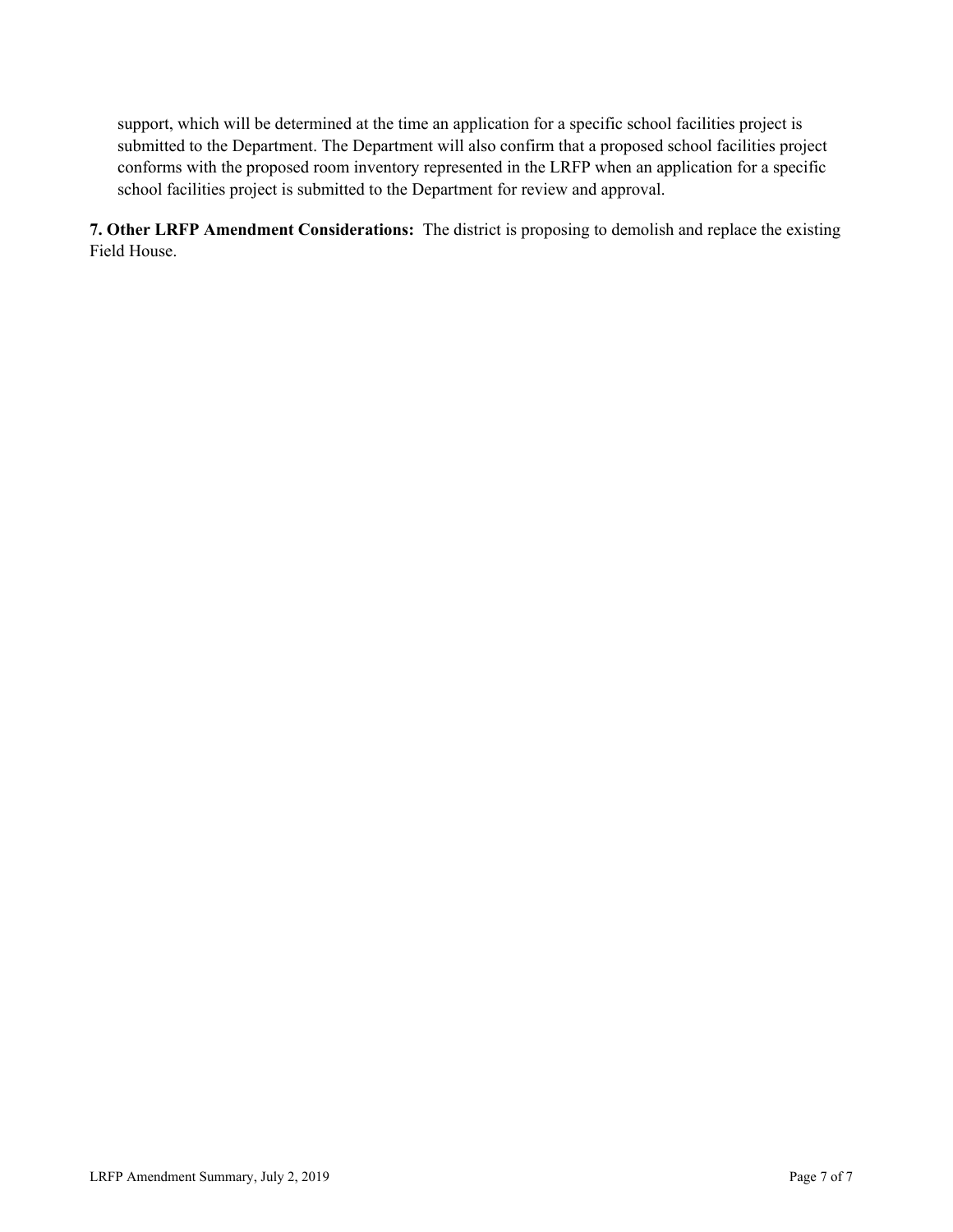support, which will be determined at the time an application for a specific school facilities project is submitted to the Department. The Department will also confirm that a proposed school facilities project conforms with the proposed room inventory represented in the LRFP when an application for a specific school facilities project is submitted to the Department for review and approval.

**7. Other LRFP Amendment Considerations:** The district is proposing to demolish and replace the existing Field House.